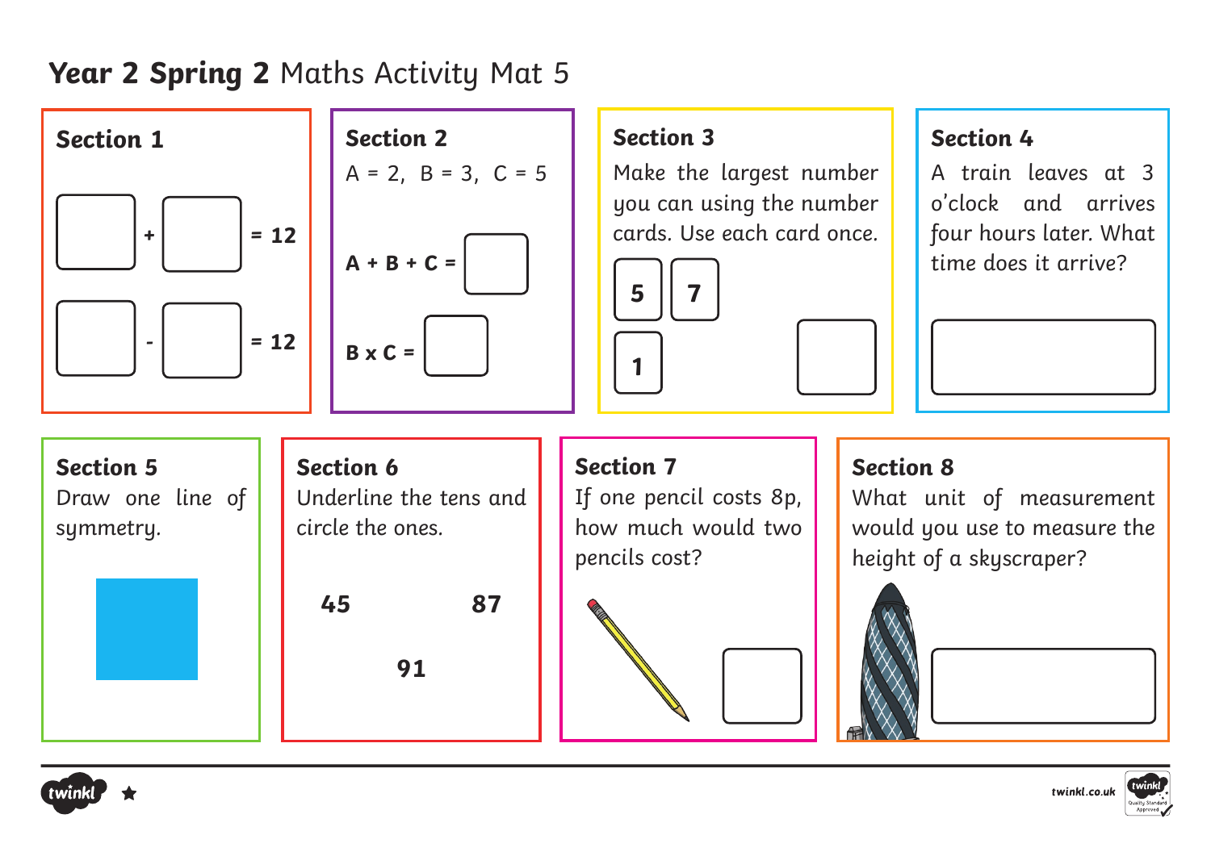# **Year 2 Spring 2** Maths Activity Mat 5

## Section 1

☐ + ☐ = 12

☐ - ☐ = 12

## Section 2

A = 2, B = 3, C = 5

**A + B + C =** ☐

**B x C =** ☐

## Section 3

Make the largest number you can using the number cards. Use each card once.

**5** **7** **1**

☐

## Section 4

A train leaves at 3 o'clock and arrives four hours later. What time does it arrive?

☐

## Section 5

Draw one line of symmetry.

## Section 6

Underline the tens and circle the ones.

**45** **87** **91**

## Section 7

If one pencil costs 8p, how much would two pencils cost?

☐

## Section 8

What unit of measurement would you use to measure the height of a skyscraper?

☐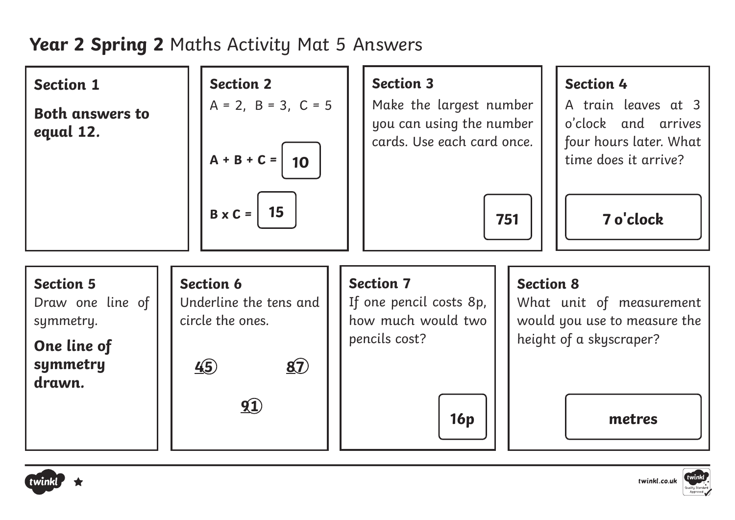# **Year 2 Spring 2** Maths Activity Mat 5 Answers

### Section 1

**Both answers to equal 12.**

### Section 2

A = 2, B = 3, C = 5

**A + B + C =** **10**

**B x C =** **15**

### Section 3

Make the largest number you can using the number cards. Use each card once.

**751**

### Section 4

A train leaves at 3 o'clock and arrives four hours later. What time does it arrive?

**7 o'clock**

### Section 5

Draw one line of symmetry.

**One line of symmetry drawn.**

### Section 6

Underline the tens and circle the ones.

**45** **87** **91**

### Section 7

If one pencil costs 8p, how much would two pencils cost?

**16p**

### Section 8

What unit of measurement would you use to measure the height of a skyscraper?

**metres**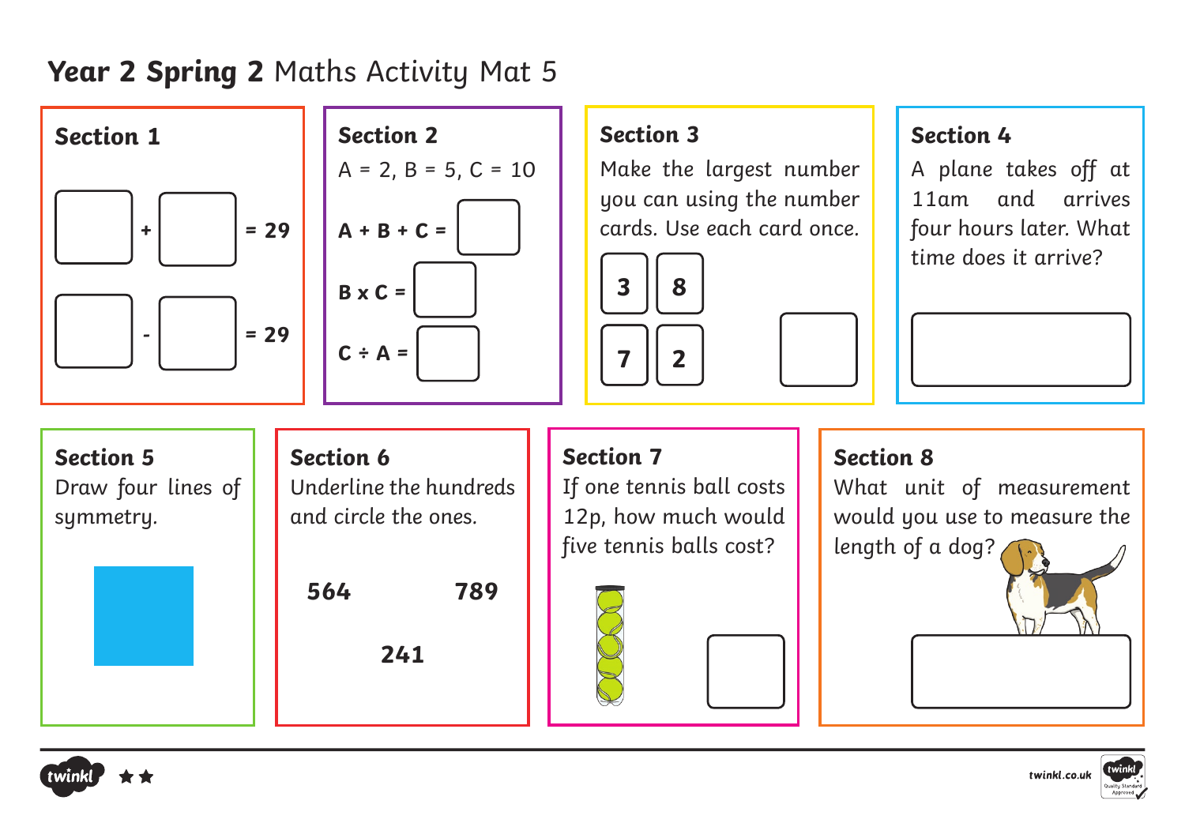# **Year 2 Spring 2** Maths Activity Mat 5

## Section 1

☐ + ☐ = 29

☐ - ☐ = 29

## Section 2

A = 2, B = 5, C = 10

**A + B + C =** ☐

**B x C =** ☐

**C ÷ A =** ☐

## Section 3

Make the largest number you can using the number cards. Use each card once.

**3** **8**

**7** **2**

☐

## Section 4

A plane takes off at 11am and arrives four hours later. What time does it arrive?

☐

## Section 5

Draw four lines of symmetry.

## Section 6

Underline the hundreds and circle the ones.

**564** **789**

**241**

## Section 7

If one tennis ball costs 12p, how much would five tennis balls cost?

☐

## Section 8

What unit of measurement would you use to measure the length of a dog?

☐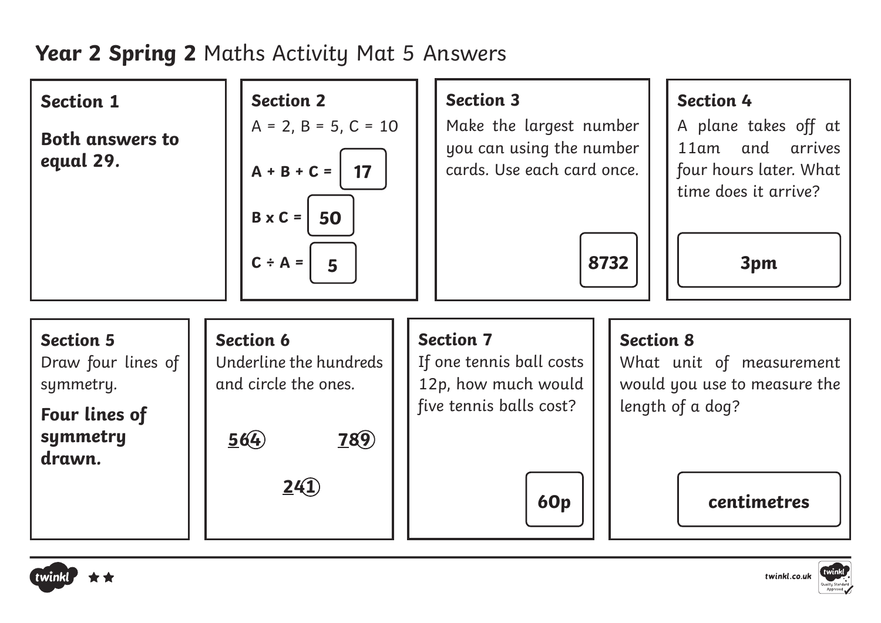# **Year 2 Spring 2** Maths Activity Mat 5 Answers

## Section 1

**Both answers to equal 29.**

## Section 2

A = 2, B = 5, C = 10

**A + B + C =** **17**

**B x C =** **50**

**C ÷ A =** **5**

## Section 3

Make the largest number you can using the number cards. Use each card once.

**8732**

## Section 4

A plane takes off at 11am and arrives four hours later. What time does it arrive?

**3pm**

## Section 5

Draw four lines of symmetry.

**Four lines of symmetry drawn.**

## Section 6

Underline the hundreds and circle the ones.

**<u>5</u>6(4)** **<u>7</u>8(9)**

**<u>2</u>4(1)**

## Section 7

If one tennis ball costs 12p, how much would five tennis balls cost?

**60p**

## Section 8

What unit of measurement would you use to measure the length of a dog?

**centimetres**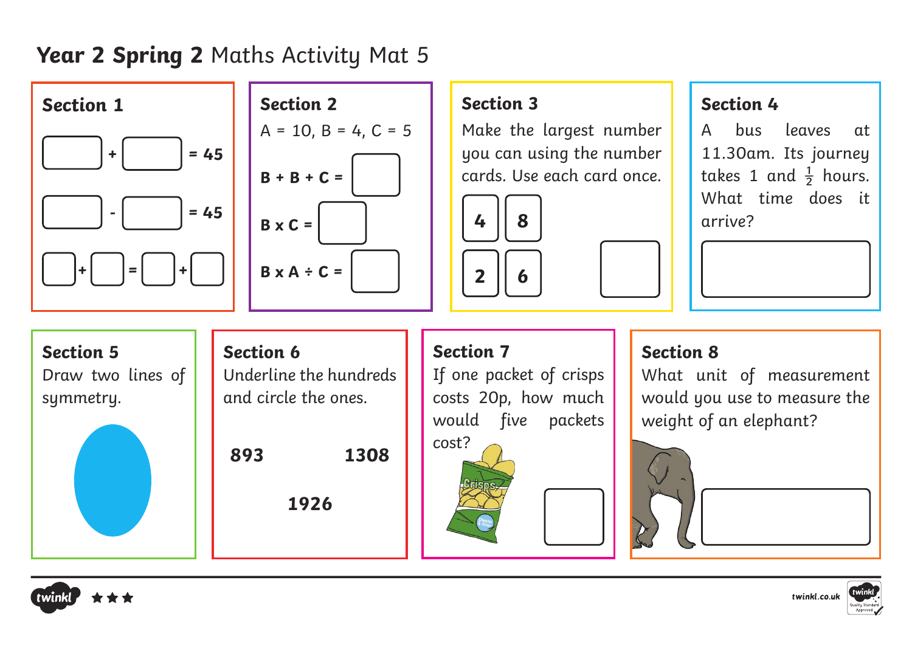# **Year 2 Spring 2** Maths Activity Mat 5

## Section 1

☐ + ☐ = 45

☐ - ☐ = 45

☐ + ☐ = ☐ + ☐

## Section 2

A = 10, B = 4, C = 5

**B + B + C =** ☐

**B x C =** ☐

**B x A ÷ C =** ☐

## Section 3

Make the largest number you can using the number cards. Use each card once.

**4** **8**

**2** **6**

☐

## Section 4

A bus leaves at 11.30am. Its journey takes 1 and $\frac{1}{2}$ hours. What time does it arrive?

☐

## Section 5

Draw two lines of symmetry.

## Section 6

Underline the hundreds and circle the ones.

**893** **1308**

**1926**

## Section 7

If one packet of crisps costs 20p, how much would five packets cost?

☐

## Section 8

What unit of measurement would you use to measure the weight of an elephant?

☐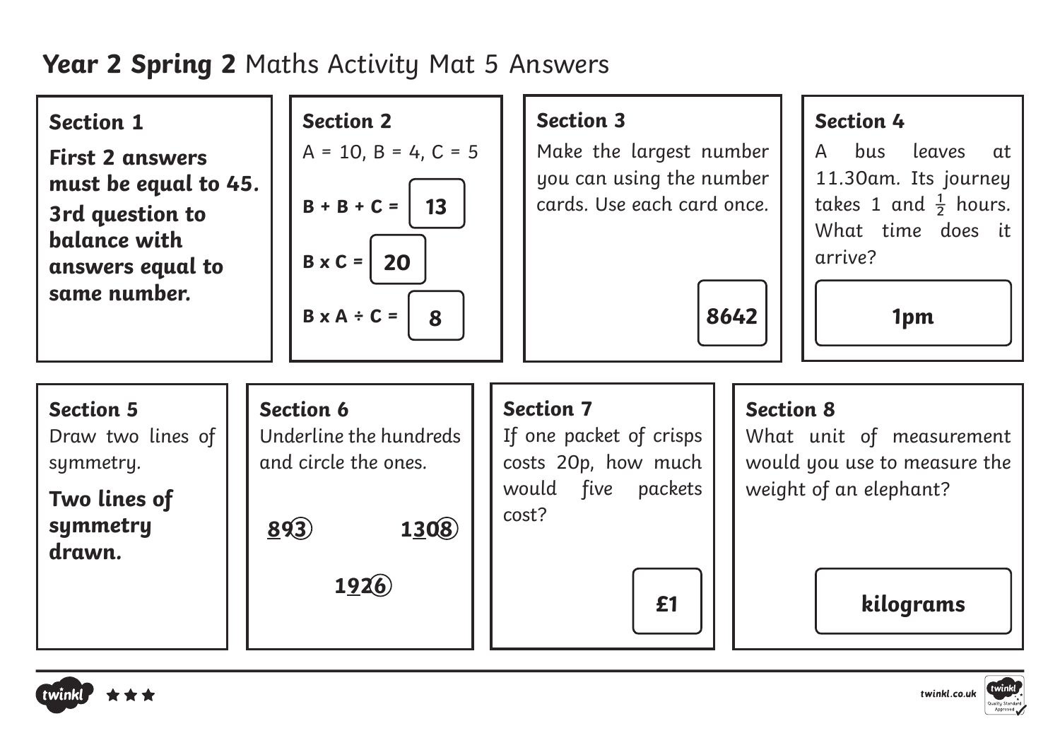# **Year 2 Spring 2** Maths Activity Mat 5 Answers

### Section 1

**First 2 answers must be equal to 45.**

**3rd question to balance with answers equal to same number.**

### Section 2

A = 10, B = 4, C = 5

**B + B + C =** **13**

**B x C =** **20**

**B x A ÷ C =** **8**

### Section 3

Make the largest number you can using the number cards. Use each card once.

**8642**

### Section 4

A bus leaves at 11.30am. Its journey takes 1 and $\frac{1}{2}$ hours. What time does it arrive?

**1pm**

### Section 5

Draw two lines of symmetry.

**Two lines of symmetry drawn.**

### Section 6

Underline the hundreds and circle the ones.

**<u>8</u>9(3)** **1<u>3</u>0(8)**

**1<u>9</u>2(6)**

### Section 7

If one packet of crisps costs 20p, how much would five packets cost?

**£1**

### Section 8

What unit of measurement would you use to measure the weight of an elephant?

**kilograms**